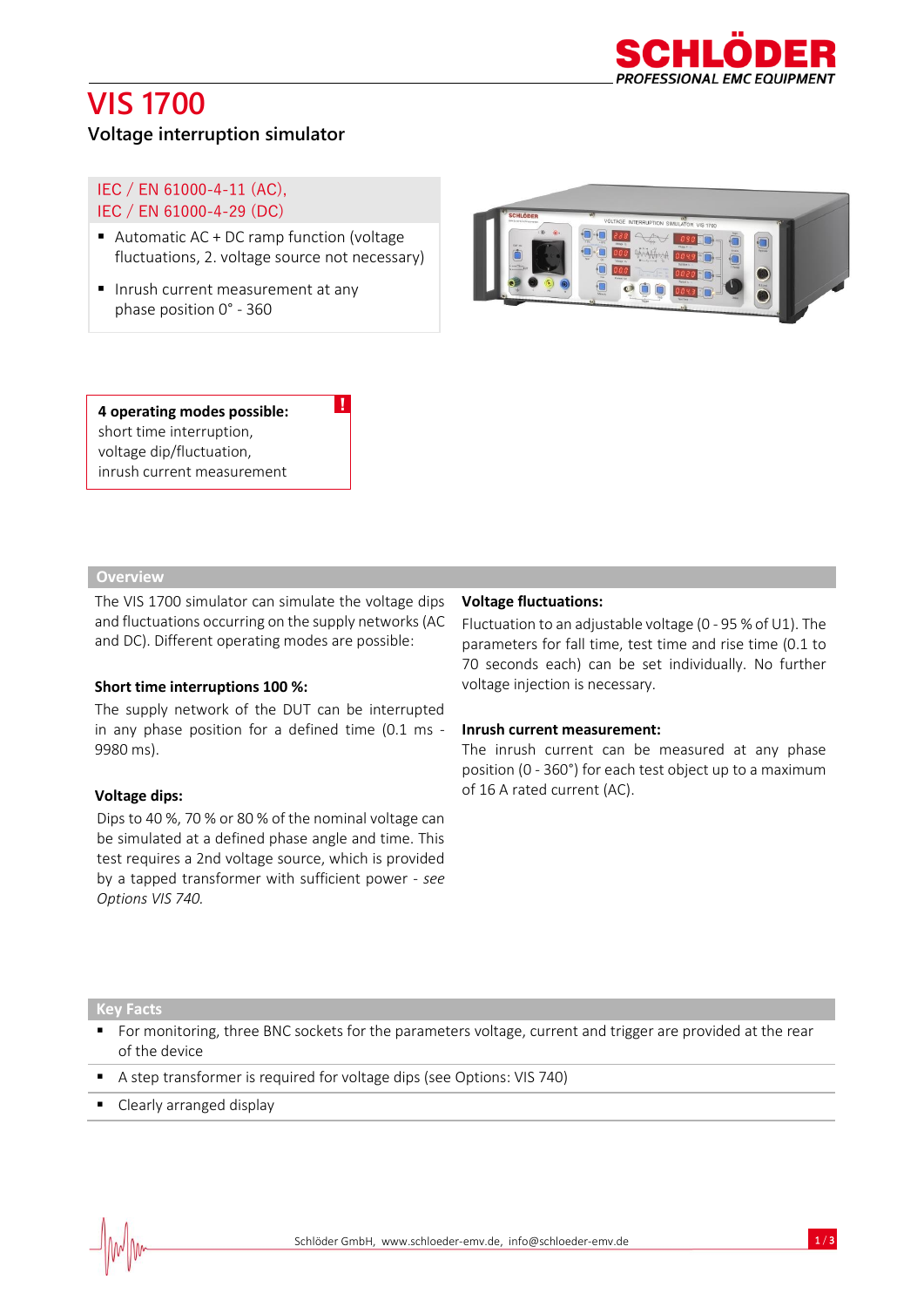# VIS 1700

## Voltage interruption simulator

IEC / EN 61000-4-11 (AC),
IEC / EN 61000-4-29 (DC)

- Automatic AC + DC ramp function (voltage fluctuations, 2. voltage source not necessary)
- Inrush current measurement at any phase position 0° - 360

**4 operating modes possible:**
short time interruption,
voltage dip/fluctuation,
inrush current measurement

## Overview

The VIS 1700 simulator can simulate the voltage dips and fluctuations occurring on the supply networks (AC and DC). Different operating modes are possible:

**Short time interruptions 100 %:**

The supply network of the DUT can be interrupted in any phase position for a defined time (0.1 ms - 9980 ms).

**Voltage dips:**

Dips to 40 %, 70 % or 80 % of the nominal voltage can be simulated at a defined phase angle and time. This test requires a 2nd voltage source, which is provided by a tapped transformer with sufficient power - *see Options VIS 740.*

**Voltage fluctuations:**

Fluctuation to an adjustable voltage (0 - 95 % of U1). The parameters for fall time, test time and rise time (0.1 to 70 seconds each) can be set individually. No further voltage injection is necessary.

**Inrush current measurement:**

The inrush current can be measured at any phase position (0 - 360°) for each test object up to a maximum of 16 A rated current (AC).

## Key Facts

- For monitoring, three BNC sockets for the parameters voltage, current and trigger are provided at the rear of the device
- A step transformer is required for voltage dips (see Options: VIS 740)
- Clearly arranged display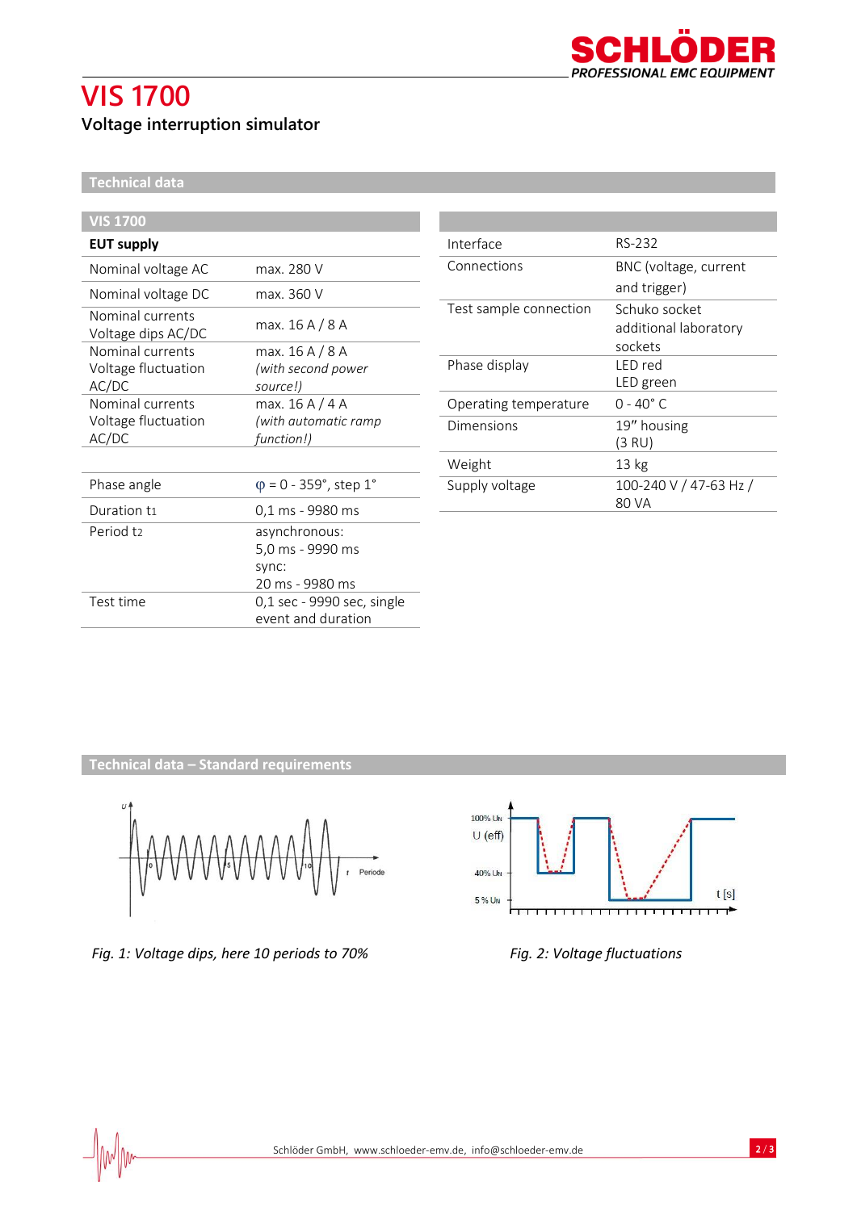# VIS 1700

## Voltage interruption simulator

### Technical data

| VIS 1700 | |
|---|---|
| **EUT supply** | |
| Nominal voltage AC | max. 280 V |
| Nominal voltage DC | max. 360 V |
| Nominal currents Voltage dips AC/DC | max. 16 A / 8 A |
| Nominal currents Voltage fluctuation AC/DC | max. 16 A / 8 A *(with second power source!)* |
| Nominal currents Voltage fluctuation AC/DC | max. 16 A / 4 A *(with automatic ramp function!)* |
| | |
| Phase angle | φ = 0 - 359°, step 1° |
| Duration $t_1$ | 0,1 ms - 9980 ms |
| Period $t_2$ | asynchronous: 5,0 ms - 9990 ms sync: 20 ms - 9980 ms |
| Test time | 0,1 sec - 9990 sec, single event and duration |

| | |
|---|---|
| Interface | RS-232 |
| Connections | BNC (voltage, current and trigger) |
| Test sample connection | Schuko socket additional laboratory sockets |
| Phase display | LED red LED green |
| Operating temperature | 0 - 40° C |
| Dimensions | 19" housing (3 RU) |
| Weight | 13 kg |
| Supply voltage | 100-240 V / 47-63 Hz / 80 VA |

### Technical data – Standard requirements

*Fig. 1: Voltage dips, here 10 periods to 70%*

*Fig. 2: Voltage fluctuations*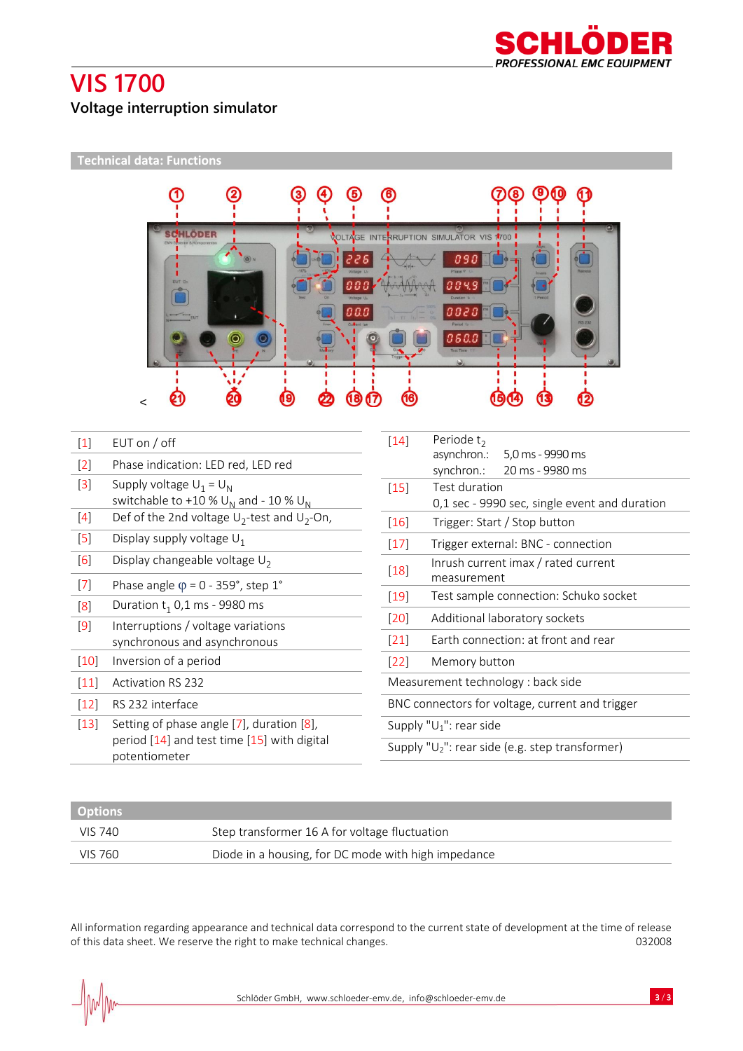# VIS 1700

## Voltage interruption simulator

### Technical data: Functions

| | |
|---|---|
| [1] | EUT on / off |
| [2] | Phase indication: LED red, LED red |
| [3] | Supply voltage $U_1 = U_N$ switchable to +10 % $U_N$ and - 10 % $U_N$ |
| [4] | Def of the 2nd voltage $U_2$-test and $U_2$-On, |
| [5] | Display supply voltage $U_1$ |
| [6] | Display changeable voltage $U_2$ |
| [7] | Phase angle $\varphi$ = 0 - 359°, step 1° |
| [8] | Duration $t_1$ 0,1 ms - 9980 ms |
| [9] | Interruptions / voltage variations synchronous and asynchronous |
| [10] | Inversion of a period |
| [11] | Activation RS 232 |
| [12] | RS 232 interface |
| [13] | Setting of phase angle [7], duration [8], period [14] and test time [15] with digital potentiometer |

| | |
|---|---|
| [14] | Periode $t_2$ asynchron.: 5,0 ms - 9990 ms synchron.: 20 ms - 9980 ms |
| [15] | Test duration 0,1 sec - 9990 sec, single event and duration |
| [16] | Trigger: Start / Stop button |
| [17] | Trigger external: BNC - connection |
| [18] | Inrush current imax / rated current measurement |
| [19] | Test sample connection: Schuko socket |
| [20] | Additional laboratory sockets |
| [21] | Earth connection: at front and rear |
| [22] | Memory button |
| Measurement technology : back side | |
| BNC connectors for voltage, current and trigger | |
| Supply "$U_1$": rear side | |
| Supply "$U_2$": rear side (e.g. step transformer) | |

### Options

| | |
|---|---|
| VIS 740 | Step transformer 16 A for voltage fluctuation |
| VIS 760 | Diode in a housing, for DC mode with high impedance |

All information regarding appearance and technical data correspond to the current state of development at the time of release of this data sheet. We reserve the right to make technical changes. 032008

Schlöder GmbH, www.schloeder-emv.de, info@schloeder-emv.de